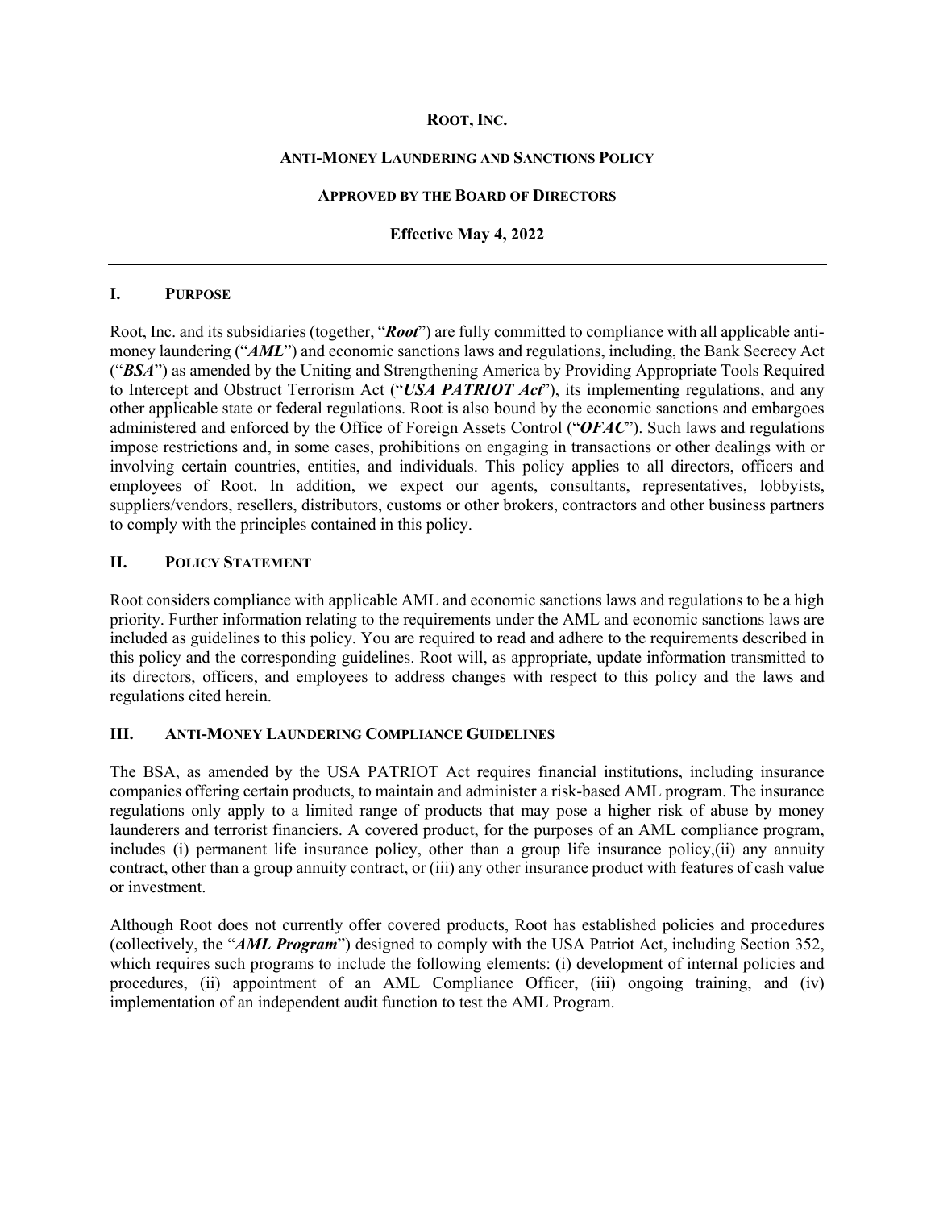**ROOT, INC.**

**ANTI-MONEY LAUNDERING AND SANCTIONS POLICY**

**APPROVED BY THE BOARD OF DIRECTORS**

**Effective May 4, 2022**

---

## I. PURPOSE

Root, Inc. and its subsidiaries (together, "***Root***") are fully committed to compliance with all applicable anti-money laundering ("***AML***") and economic sanctions laws and regulations, including, the Bank Secrecy Act ("***BSA***") as amended by the Uniting and Strengthening America by Providing Appropriate Tools Required to Intercept and Obstruct Terrorism Act ("***USA PATRIOT Act***"), its implementing regulations, and any other applicable state or federal regulations. Root is also bound by the economic sanctions and embargoes administered and enforced by the Office of Foreign Assets Control ("***OFAC***"). Such laws and regulations impose restrictions and, in some cases, prohibitions on engaging in transactions or other dealings with or involving certain countries, entities, and individuals. This policy applies to all directors, officers and employees of Root. In addition, we expect our agents, consultants, representatives, lobbyists, suppliers/vendors, resellers, distributors, customs or other brokers, contractors and other business partners to comply with the principles contained in this policy.

## II. POLICY STATEMENT

Root considers compliance with applicable AML and economic sanctions laws and regulations to be a high priority. Further information relating to the requirements under the AML and economic sanctions laws are included as guidelines to this policy. You are required to read and adhere to the requirements described in this policy and the corresponding guidelines. Root will, as appropriate, update information transmitted to its directors, officers, and employees to address changes with respect to this policy and the laws and regulations cited herein.

## III. ANTI-MONEY LAUNDERING COMPLIANCE GUIDELINES

The BSA, as amended by the USA PATRIOT Act requires financial institutions, including insurance companies offering certain products, to maintain and administer a risk-based AML program. The insurance regulations only apply to a limited range of products that may pose a higher risk of abuse by money launderers and terrorist financiers. A covered product, for the purposes of an AML compliance program, includes (i) permanent life insurance policy, other than a group life insurance policy,(ii) any annuity contract, other than a group annuity contract, or (iii) any other insurance product with features of cash value or investment.

Although Root does not currently offer covered products, Root has established policies and procedures (collectively, the "***AML Program***") designed to comply with the USA Patriot Act, including Section 352, which requires such programs to include the following elements: (i) development of internal policies and procedures, (ii) appointment of an AML Compliance Officer, (iii) ongoing training, and (iv) implementation of an independent audit function to test the AML Program.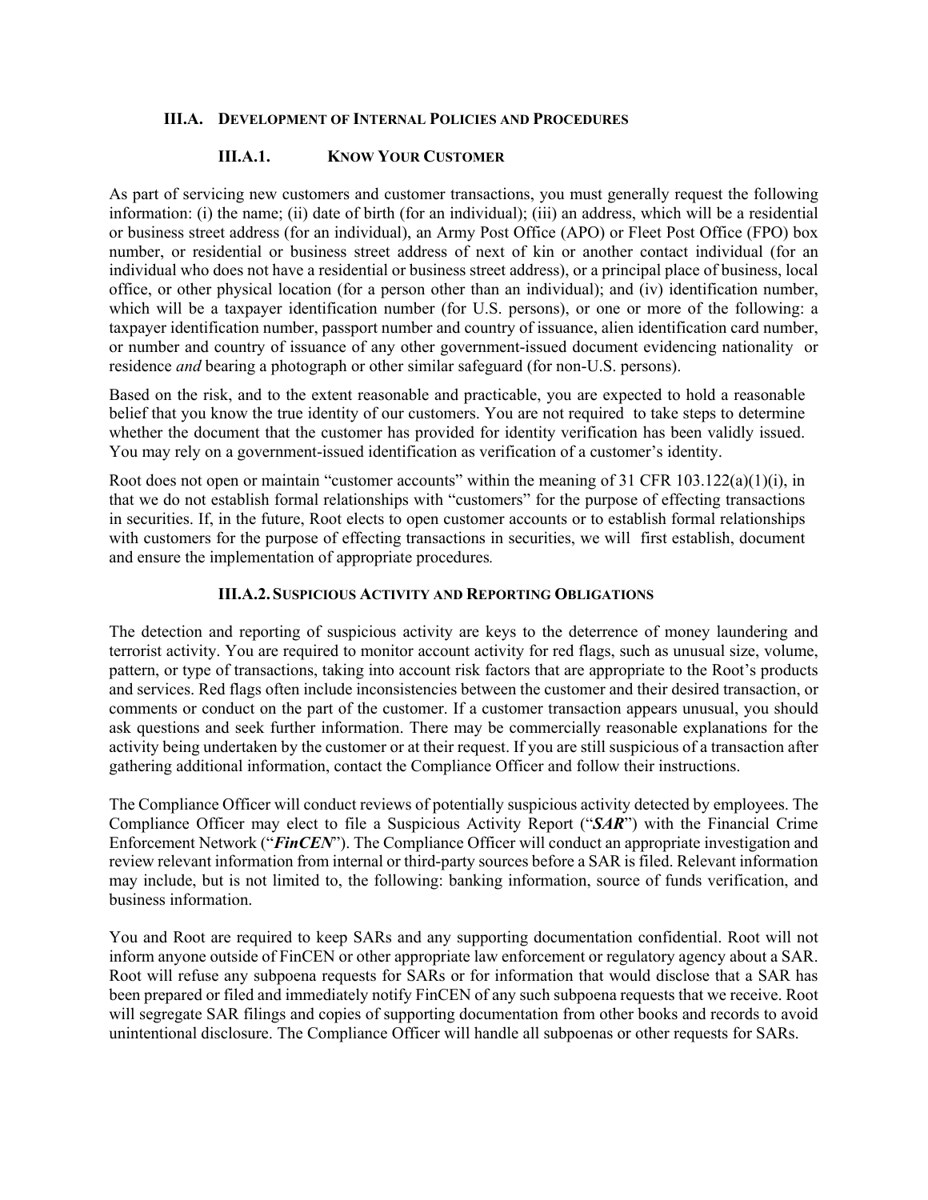### III.A. Development of Internal Policies and Procedures

#### III.A.1. Know Your Customer

As part of servicing new customers and customer transactions, you must generally request the following information: (i) the name; (ii) date of birth (for an individual); (iii) an address, which will be a residential or business street address (for an individual), an Army Post Office (APO) or Fleet Post Office (FPO) box number, or residential or business street address of next of kin or another contact individual (for an individual who does not have a residential or business street address), or a principal place of business, local office, or other physical location (for a person other than an individual); and (iv) identification number, which will be a taxpayer identification number (for U.S. persons), or one or more of the following: a taxpayer identification number, passport number and country of issuance, alien identification card number, or number and country of issuance of any other government-issued document evidencing nationality or residence *and* bearing a photograph or other similar safeguard (for non-U.S. persons).

Based on the risk, and to the extent reasonable and practicable, you are expected to hold a reasonable belief that you know the true identity of our customers. You are not required to take steps to determine whether the document that the customer has provided for identity verification has been validly issued. You may rely on a government-issued identification as verification of a customer's identity.

Root does not open or maintain "customer accounts" within the meaning of 31 CFR 103.122(a)(1)(i), in that we do not establish formal relationships with "customers" for the purpose of effecting transactions in securities. If, in the future, Root elects to open customer accounts or to establish formal relationships with customers for the purpose of effecting transactions in securities, we will first establish, document and ensure the implementation of appropriate procedures.

#### III.A.2. Suspicious Activity and Reporting Obligations

The detection and reporting of suspicious activity are keys to the deterrence of money laundering and terrorist activity. You are required to monitor account activity for red flags, such as unusual size, volume, pattern, or type of transactions, taking into account risk factors that are appropriate to the Root's products and services. Red flags often include inconsistencies between the customer and their desired transaction, or comments or conduct on the part of the customer. If a customer transaction appears unusual, you should ask questions and seek further information. There may be commercially reasonable explanations for the activity being undertaken by the customer or at their request. If you are still suspicious of a transaction after gathering additional information, contact the Compliance Officer and follow their instructions.

The Compliance Officer will conduct reviews of potentially suspicious activity detected by employees. The Compliance Officer may elect to file a Suspicious Activity Report ("***SAR***") with the Financial Crime Enforcement Network ("***FinCEN***"). The Compliance Officer will conduct an appropriate investigation and review relevant information from internal or third-party sources before a SAR is filed. Relevant information may include, but is not limited to, the following: banking information, source of funds verification, and business information.

You and Root are required to keep SARs and any supporting documentation confidential. Root will not inform anyone outside of FinCEN or other appropriate law enforcement or regulatory agency about a SAR. Root will refuse any subpoena requests for SARs or for information that would disclose that a SAR has been prepared or filed and immediately notify FinCEN of any such subpoena requests that we receive. Root will segregate SAR filings and copies of supporting documentation from other books and records to avoid unintentional disclosure. The Compliance Officer will handle all subpoenas or other requests for SARs.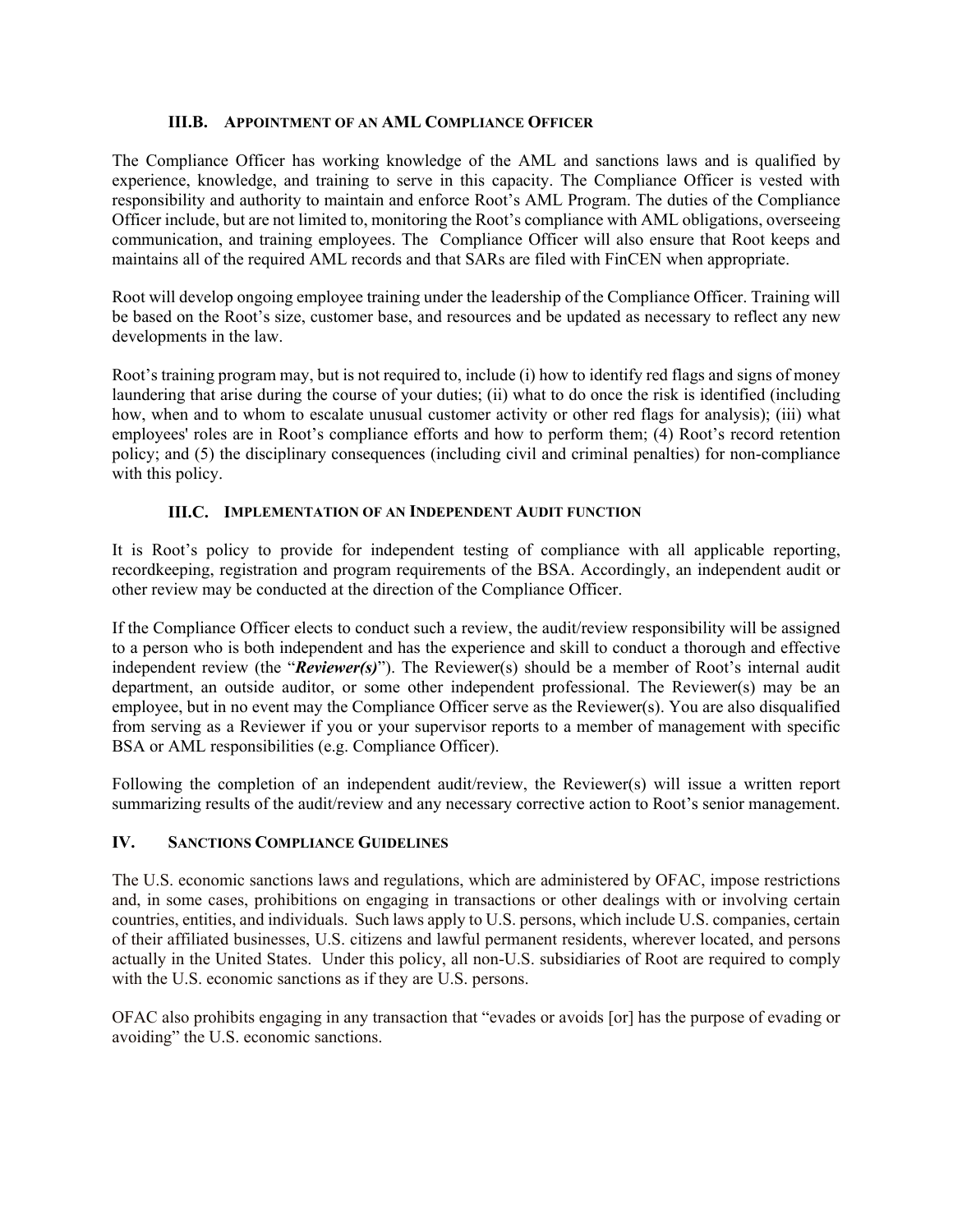### III.B. APPOINTMENT OF AN AML COMPLIANCE OFFICER

The Compliance Officer has working knowledge of the AML and sanctions laws and is qualified by experience, knowledge, and training to serve in this capacity. The Compliance Officer is vested with responsibility and authority to maintain and enforce Root's AML Program. The duties of the Compliance Officer include, but are not limited to, monitoring the Root's compliance with AML obligations, overseeing communication, and training employees. The Compliance Officer will also ensure that Root keeps and maintains all of the required AML records and that SARs are filed with FinCEN when appropriate.

Root will develop ongoing employee training under the leadership of the Compliance Officer. Training will be based on the Root's size, customer base, and resources and be updated as necessary to reflect any new developments in the law.

Root's training program may, but is not required to, include (i) how to identify red flags and signs of money laundering that arise during the course of your duties; (ii) what to do once the risk is identified (including how, when and to whom to escalate unusual customer activity or other red flags for analysis); (iii) what employees' roles are in Root's compliance efforts and how to perform them; (4) Root's record retention policy; and (5) the disciplinary consequences (including civil and criminal penalties) for non-compliance with this policy.

### III.C. IMPLEMENTATION OF AN INDEPENDENT AUDIT FUNCTION

It is Root's policy to provide for independent testing of compliance with all applicable reporting, recordkeeping, registration and program requirements of the BSA. Accordingly, an independent audit or other review may be conducted at the direction of the Compliance Officer.

If the Compliance Officer elects to conduct such a review, the audit/review responsibility will be assigned to a person who is both independent and has the experience and skill to conduct a thorough and effective independent review (the "***Reviewer(s)***"). The Reviewer(s) should be a member of Root's internal audit department, an outside auditor, or some other independent professional. The Reviewer(s) may be an employee, but in no event may the Compliance Officer serve as the Reviewer(s). You are also disqualified from serving as a Reviewer if you or your supervisor reports to a member of management with specific BSA or AML responsibilities (e.g. Compliance Officer).

Following the completion of an independent audit/review, the Reviewer(s) will issue a written report summarizing results of the audit/review and any necessary corrective action to Root's senior management.

## IV. SANCTIONS COMPLIANCE GUIDELINES

The U.S. economic sanctions laws and regulations, which are administered by OFAC, impose restrictions and, in some cases, prohibitions on engaging in transactions or other dealings with or involving certain countries, entities, and individuals. Such laws apply to U.S. persons, which include U.S. companies, certain of their affiliated businesses, U.S. citizens and lawful permanent residents, wherever located, and persons actually in the United States. Under this policy, all non-U.S. subsidiaries of Root are required to comply with the U.S. economic sanctions as if they are U.S. persons.

OFAC also prohibits engaging in any transaction that "evades or avoids [or] has the purpose of evading or avoiding" the U.S. economic sanctions.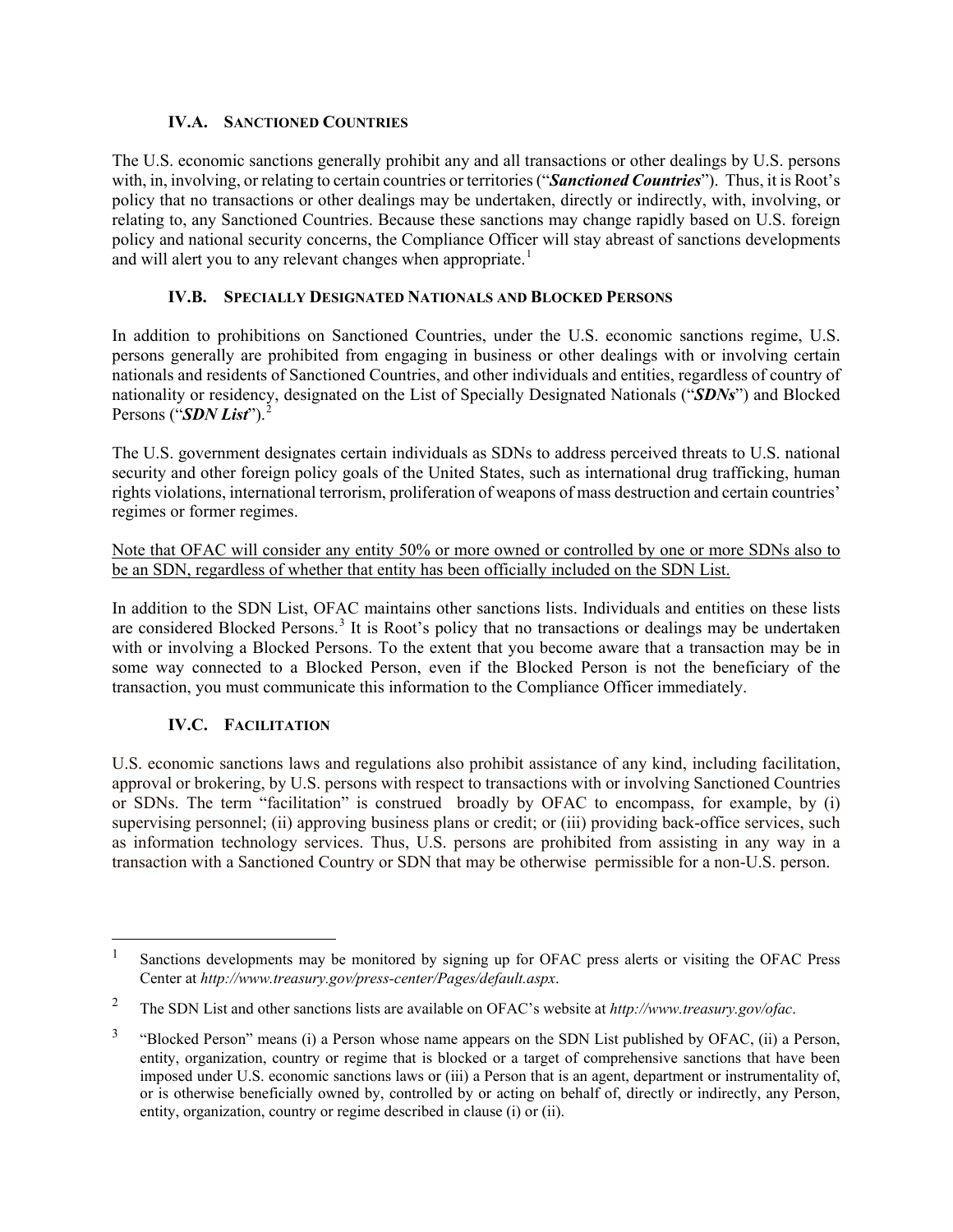### IV.A. Sanctioned Countries

The U.S. economic sanctions generally prohibit any and all transactions or other dealings by U.S. persons with, in, involving, or relating to certain countries or territories ("***Sanctioned Countries***"). Thus, it is Root's policy that no transactions or other dealings may be undertaken, directly or indirectly, with, involving, or relating to, any Sanctioned Countries. Because these sanctions may change rapidly based on U.S. foreign policy and national security concerns, the Compliance Officer will stay abreast of sanctions developments and will alert you to any relevant changes when appropriate.[1]

### IV.B. Specially Designated Nationals and Blocked Persons

In addition to prohibitions on Sanctioned Countries, under the U.S. economic sanctions regime, U.S. persons generally are prohibited from engaging in business or other dealings with or involving certain nationals and residents of Sanctioned Countries, and other individuals and entities, regardless of country of nationality or residency, designated on the List of Specially Designated Nationals ("***SDNs***") and Blocked Persons ("***SDN List***").[2]

The U.S. government designates certain individuals as SDNs to address perceived threats to U.S. national security and other foreign policy goals of the United States, such as international drug trafficking, human rights violations, international terrorism, proliferation of weapons of mass destruction and certain countries' regimes or former regimes.

<u>Note that OFAC will consider any entity 50% or more owned or controlled by one or more SDNs also to be an SDN, regardless of whether that entity has been officially included on the SDN List.</u>

In addition to the SDN List, OFAC maintains other sanctions lists. Individuals and entities on these lists are considered Blocked Persons.[3] It is Root's policy that no transactions or dealings may be undertaken with or involving a Blocked Persons. To the extent that you become aware that a transaction may be in some way connected to a Blocked Person, even if the Blocked Person is not the beneficiary of the transaction, you must communicate this information to the Compliance Officer immediately.

### IV.C. Facilitation

U.S. economic sanctions laws and regulations also prohibit assistance of any kind, including facilitation, approval or brokering, by U.S. persons with respect to transactions with or involving Sanctioned Countries or SDNs. The term "facilitation" is construed broadly by OFAC to encompass, for example, by (i) supervising personnel; (ii) approving business plans or credit; or (iii) providing back-office services, such as information technology services. Thus, U.S. persons are prohibited from assisting in any way in a transaction with a Sanctioned Country or SDN that may be otherwise permissible for a non-U.S. person.

---

[1] Sanctions developments may be monitored by signing up for OFAC press alerts or visiting the OFAC Press Center at *http://www.treasury.gov/press-center/Pages/default.aspx*.

[2] The SDN List and other sanctions lists are available on OFAC's website at *http://www.treasury.gov/ofac*.

[3] "Blocked Person" means (i) a Person whose name appears on the SDN List published by OFAC, (ii) a Person, entity, organization, country or regime that is blocked or a target of comprehensive sanctions that have been imposed under U.S. economic sanctions laws or (iii) a Person that is an agent, department or instrumentality of, or is otherwise beneficially owned by, controlled by or acting on behalf of, directly or indirectly, any Person, entity, organization, country or regime described in clause (i) or (ii).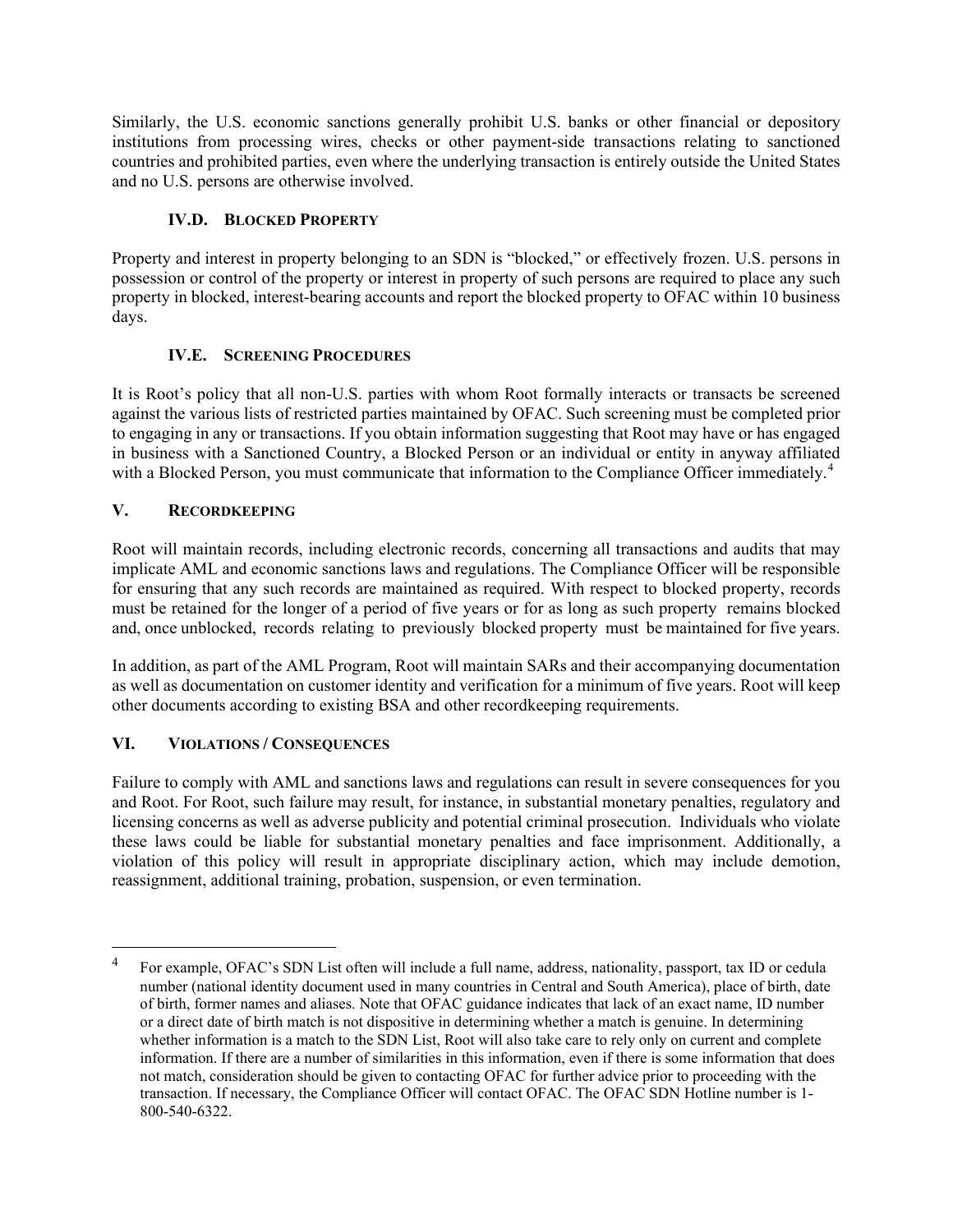Similarly, the U.S. economic sanctions generally prohibit U.S. banks or other financial or depository institutions from processing wires, checks or other payment-side transactions relating to sanctioned countries and prohibited parties, even where the underlying transaction is entirely outside the United States and no U.S. persons are otherwise involved.

### IV.D. BLOCKED PROPERTY

Property and interest in property belonging to an SDN is "blocked," or effectively frozen. U.S. persons in possession or control of the property or interest in property of such persons are required to place any such property in blocked, interest-bearing accounts and report the blocked property to OFAC within 10 business days.

### IV.E. SCREENING PROCEDURES

It is Root's policy that all non-U.S. parties with whom Root formally interacts or transacts be screened against the various lists of restricted parties maintained by OFAC. Such screening must be completed prior to engaging in any or transactions. If you obtain information suggesting that Root may have or has engaged in business with a Sanctioned Country, a Blocked Person or an individual or entity in anyway affiliated with a Blocked Person, you must communicate that information to the Compliance Officer immediately.[4]

## V. RECORDKEEPING

Root will maintain records, including electronic records, concerning all transactions and audits that may implicate AML and economic sanctions laws and regulations. The Compliance Officer will be responsible for ensuring that any such records are maintained as required. With respect to blocked property, records must be retained for the longer of a period of five years or for as long as such property remains blocked and, once unblocked, records relating to previously blocked property must be maintained for five years.

In addition, as part of the AML Program, Root will maintain SARs and their accompanying documentation as well as documentation on customer identity and verification for a minimum of five years. Root will keep other documents according to existing BSA and other recordkeeping requirements.

## VI. VIOLATIONS / CONSEQUENCES

Failure to comply with AML and sanctions laws and regulations can result in severe consequences for you and Root. For Root, such failure may result, for instance, in substantial monetary penalties, regulatory and licensing concerns as well as adverse publicity and potential criminal prosecution. Individuals who violate these laws could be liable for substantial monetary penalties and face imprisonment. Additionally, a violation of this policy will result in appropriate disciplinary action, which may include demotion, reassignment, additional training, probation, suspension, or even termination.

---

[4] For example, OFAC's SDN List often will include a full name, address, nationality, passport, tax ID or cedula number (national identity document used in many countries in Central and South America), place of birth, date of birth, former names and aliases. Note that OFAC guidance indicates that lack of an exact name, ID number or a direct date of birth match is not dispositive in determining whether a match is genuine. In determining whether information is a match to the SDN List, Root will also take care to rely only on current and complete information. If there are a number of similarities in this information, even if there is some information that does not match, consideration should be given to contacting OFAC for further advice prior to proceeding with the transaction. If necessary, the Compliance Officer will contact OFAC. The OFAC SDN Hotline number is 1-800-540-6322.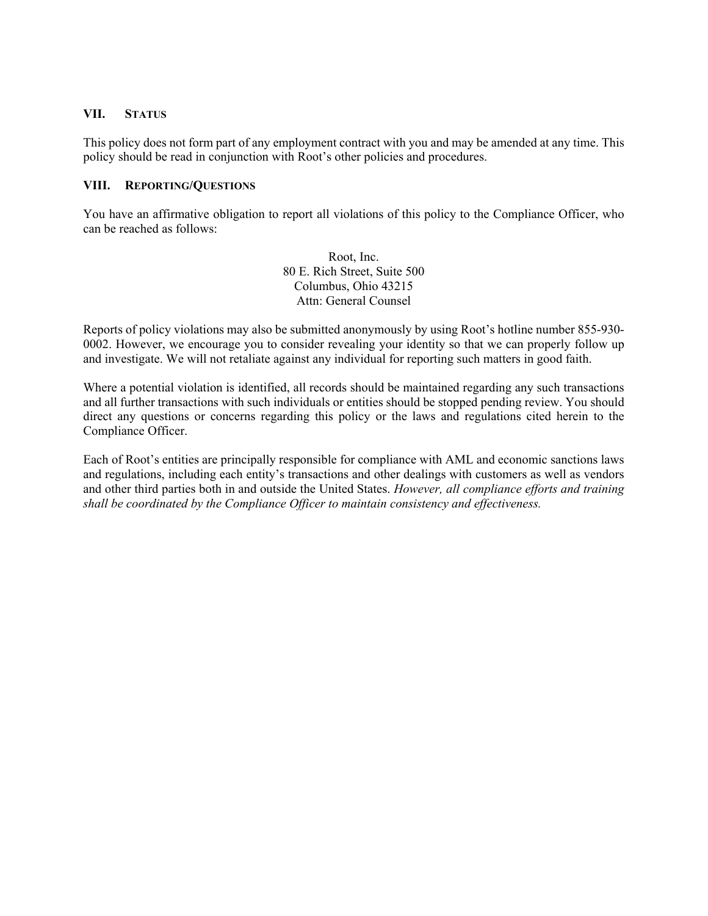## VII. STATUS

This policy does not form part of any employment contract with you and may be amended at any time. This policy should be read in conjunction with Root's other policies and procedures.

## VIII. REPORTING/QUESTIONS

You have an affirmative obligation to report all violations of this policy to the Compliance Officer, who can be reached as follows:

Root, Inc.
80 E. Rich Street, Suite 500
Columbus, Ohio 43215
Attn: General Counsel

Reports of policy violations may also be submitted anonymously by using Root's hotline number 855-930-0002. However, we encourage you to consider revealing your identity so that we can properly follow up and investigate. We will not retaliate against any individual for reporting such matters in good faith.

Where a potential violation is identified, all records should be maintained regarding any such transactions and all further transactions with such individuals or entities should be stopped pending review. You should direct any questions or concerns regarding this policy or the laws and regulations cited herein to the Compliance Officer.

Each of Root's entities are principally responsible for compliance with AML and economic sanctions laws and regulations, including each entity's transactions and other dealings with customers as well as vendors and other third parties both in and outside the United States. *However, all compliance efforts and training shall be coordinated by the Compliance Officer to maintain consistency and effectiveness.*